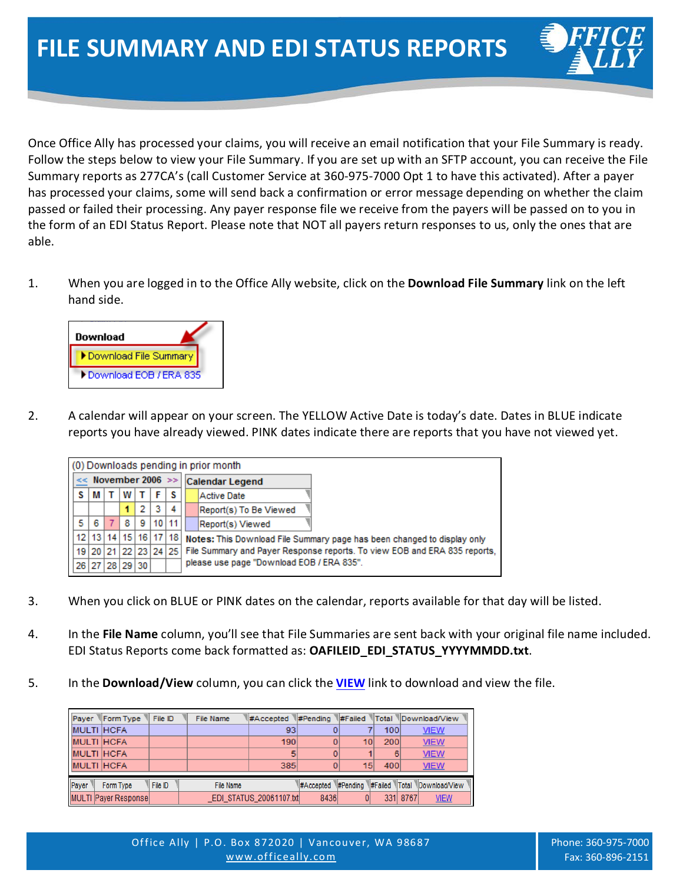# FILE SUMMARY AND EDI STATUS REPORTS

Once Office Ally has processed your claims, you will receive an email notification that your File Summary is ready. Follow the steps below to view your File Summary. If you are set up with an SFTP account, you can receive the File Summary reports as 277CA's (call Customer Service at 360-975-7000 Opt 1 to have this activated). After a payer has processed your claims, some will send back a confirmation or error message depending on whether the claim passed or failed their processing. Any payer response file we receive from the payers will be passed on to you in the form of an EDI Status Report. Please note that NOT all payers return responses to us, only the ones that are able.

1. When you are logged in to the Office Ally website, click on the **Download File Summary** link on the left hand side.

   **Download**
   - Download File Summary
   - Download EOB / ERA 835

2. A calendar will appear on your screen. The YELLOW Active Date is today's date. Dates in BLUE indicate reports you have already viewed. PINK dates indicate there are reports that you have not viewed yet.

   (0) Downloads pending in prior month

   | << November 2006 >> | | | | | | |
   |---|---|---|---|---|---|---|
   | S | M | T | W | T | F | S |
   | | | | 1 | 2 | 3 | 4 |
   | 5 | 6 | 7 | 8 | 9 | 10 | 11 |
   | 12 | 13 | 14 | 15 | 16 | 17 | 18 |
   | 19 | 20 | 21 | 22 | 23 | 24 | 25 |
   | 26 | 27 | 28 | 29 | 30 | | |

   | Calendar Legend |
   |---|
   | Active Date |
   | Report(s) To Be Viewed |
   | Report(s) Viewed |

   **Notes:** This Download File Summary page has been changed to display only File Summary and Payer Response reports. To view EOB and ERA 835 reports, please use page "Download EOB / ERA 835".

3. When you click on BLUE or PINK dates on the calendar, reports available for that day will be listed.

4. In the **File Name** column, you'll see that File Summaries are sent back with your original file name included. EDI Status Reports come back formatted as: **OAFILEID_EDI_STATUS_YYYYMMDD.txt**.

5. In the **Download/View** column, you can click the **VIEW** link to download and view the file.

| Payer | Form Type | File ID | File Name | #Accepted | #Pending | #Failed | Total | Download/View |
|---|---|---|---|---|---|---|---|---|
| MULTI | HCFA | | | 93 | 0 | 7 | 100 | VIEW |
| MULTI | HCFA | | | 190 | 0 | 10 | 200 | VIEW |
| MULTI | HCFA | | | 5 | 0 | 1 | 6 | VIEW |
| MULTI | HCFA | | | 385 | 0 | 15 | 400 | VIEW |

| Payer | Form Type | File ID | File Name | #Accepted | #Pending | #Failed | Total | Download/View |
|---|---|---|---|---|---|---|---|---|
| MULTI | Payer Response | | _EDI_STATUS_20061107.txt | 8436 | 0 | 331 | 8767 | VIEW |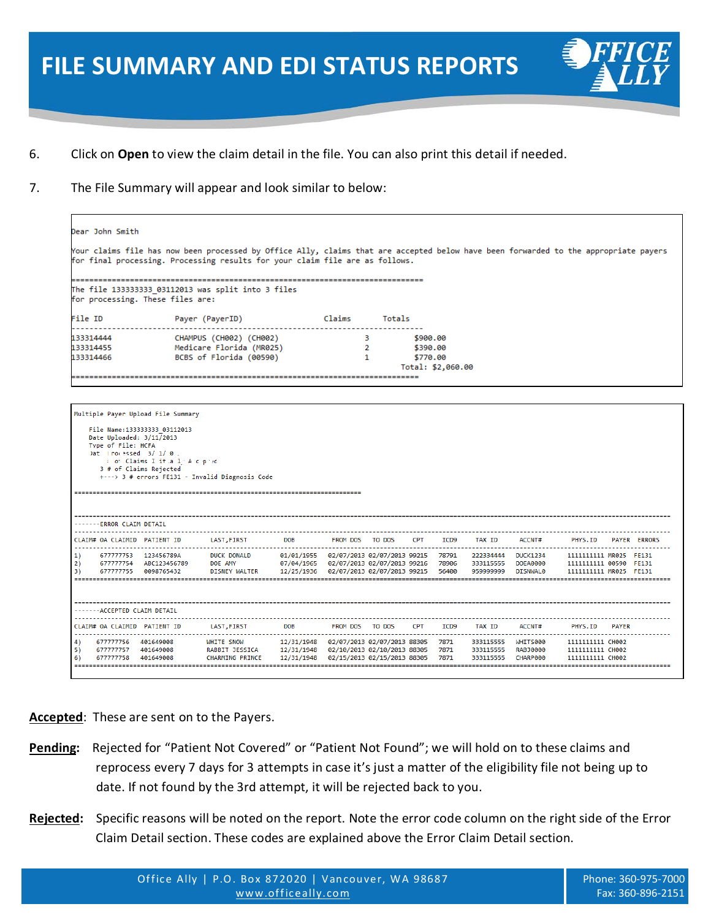# FILE SUMMARY AND EDI STATUS REPORTS

6. Click on **Open** to view the claim detail in the file. You can also print this detail if needed.

7. The File Summary will appear and look similar to below:

```
Dear John Smith

Your claims file has now been processed by Office Ally, claims that are accepted below have been forwarded to the appropriate payers
for final processing. Processing results for your claim file are as follows.

==========================================================================
The file 133333333_03112013 was split into 3 files
for processing. These files are:

File ID              Payer (PayerID)               Claims       Totals
-------------------------------------------------------------------------
133314444            CHAMPUS (CH002) (CH002)            3          $900.00
133314455            Medicare Florida (MR025)           2          $390.00
133314466            BCBS of Florida (00590)            1          $770.00
                                                               Total: $2,060.00
==========================================================================
```

```
Multiple Payer Upload File Summary

    File Name:133333333_03112013
    Date Uploaded: 3/11/2013
    Type of File: HCFA
    Dat  | roc ssed  3/ 1/ 0
       : o  Claims I it a l  A c p  c
    3 # of Claims Rejected
    +---> 3 # errors FE131 - Invalid Diagnosis Code

==========================================================================

------------------------------------------------------------------------------------------------------------------
-------ERROR CLAIM DETAIL
------------------------------------------------------------------------------------------------------------------
CLAIM# OA CLAIMID  PATIENT ID     LAST,FIRST       DOB         FROM DOS   TO DOS     CPT    ICD9    TAX ID     ACCNT#     PHYS.ID    PAYER  ERRORS
------------------------------------------------------------------------------------------------------------------
1)     677777753   123456789A     DUCK DONALD      01/01/1955  02/07/2013 02/07/2013 99215  78791   222334444  DUCK1234   1111111111 MR025  FE131
2)     677777754   ABC123456789   DOE AMY          07/04/1965  02/07/2013 02/07/2013 99216  78906   333115555  DOEA0000   1111111111 00590  FE131
3)     677777755   0098765432     DISNEY WALTER    12/25/1936  02/07/2013 02/07/2013 99215  56400   959999999  DISNWAL0   1111111111 MR025  FE131
==================================================================================================================

------------------------------------------------------------------------------------------------------------------
-------ACCEPTED CLAIM DETAIL
------------------------------------------------------------------------------------------------------------------
CLAIM# OA CLAIMID  PATIENT ID     LAST,FIRST       DOB         FROM DOS   TO DOS     CPT    ICD9    TAX ID     ACCNT#     PHYS.ID    PAYER
------------------------------------------------------------------------------------------------------------------
4)     677777756   401649008      WHITE SNOW       12/31/1948  02/07/2013 02/07/2013 88305  7871    333115555  WHITS000   1111111111 CH002
5)     677777757   401649008      RABBIT JESSICA   12/31/1948  02/10/2013 02/10/2013 88305  7871    333115555  RABJ0000   1111111111 CH002
6)     677777758   401649008      CHARMING PRINCE  12/31/1948  02/15/2013 02/15/2013 88305  7871    333115555  CHARP000   1111111111 CH002
==================================================================================================================
```

**Accepted**: These are sent on to the Payers.

**Pending**: Rejected for "Patient Not Covered" or "Patient Not Found"; we will hold on to these claims and reprocess every 7 days for 3 attempts in case it's just a matter of the eligibility file not being up to date. If not found by the 3rd attempt, it will be rejected back to you.

**Rejected**: Specific reasons will be noted on the report. Note the error code column on the right side of the Error Claim Detail section. These codes are explained above the Error Claim Detail section.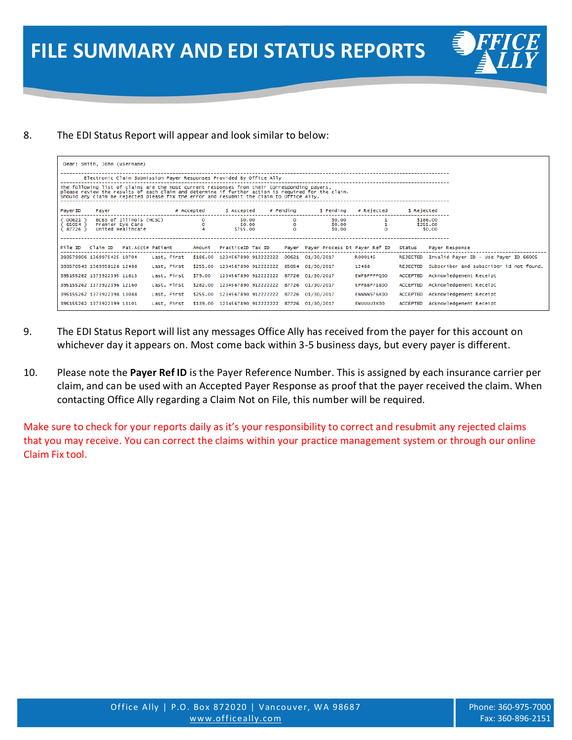# FILE SUMMARY AND EDI STATUS REPORTS

8. The EDI Status Report will appear and look similar to below:

```
Dear: Smith, John (username)

--------------------------------------------------------------------------------------------------------
        Electronic Claim Submission Payer Responses Provided By Office Ally
--------------------------------------------------------------------------------------------------------
The following list of claims are the most current responses from their corresponding payers,
please review the results of each claim and determine if further action is required for the claim.
Should any claim be rejected please fix the error and resubmit the claim to Office Ally.
--------------------------------------------------------------------------------------------------------
Payer ID    Payer                    # Accepted    $ Accepted    # Pending    $ Pending    # Rejected    $ Rejected
--------------------------------------------------------------------------------------------------------
( 00621 )   BCBS of Illinois (HCSC)       0            $0.00          0           $0.00          1          $186.00
( 65054 )   Premier Eye Care              0            $0.00          0           $0.00          1          $255.00
( 87726 )   United Healthcare             4          $755.00          0           $0.00          0            $0.00
--------------------------------------------------------------------------------------------------------

File ID    Claim ID   Pat.Acct# Patient      Amount   PracticeID Tax ID    Payer Payer Process Dt Payer Ref ID Status   Payer Response
--------------------------------------------------------------------------------------------------------
393579906 1369975425 10704     Last, First  $186.00  1234567890 912222222 00621 01/30/2017      R000145      REJECTED Invalid Payer ID - Use Payer ID 66005
393570543 1369958126 12488     Last, First  $255.00  1234567890 912222222 65054 01/30/2017      12488        REJECTED Subscriber and subscriber id not found.
395155262 1373922395 11613     Last, First  $79.00   1234567890 912222222 87726 01/30/2017      EWFBPPPFQ00  ACCEPTED Acknowledgement Receipt
395155262 1373922396 12160     Last, First  $282.00  1234567890 912222222 87726 01/30/2017      EPPBBP71B00  ACCEPTED Acknowledgement Receipt
395155262 1373922398 13088     Last, First  $255.00  1234567890 912222222 87726 01/30/2017      ENNNN576X00  ACCEPTED Acknowledgement Receipt
395155262 1373922399 13101     Last, First  $139.00  1234567890 912222222 87726 01/30/2017      EWUUUUJX00   ACCEPTED Acknowledgement Receipt
```

9. The EDI Status Report will list any messages Office Ally has received from the payer for this account on whichever day it appears on. Most come back within 3-5 business days, but every payer is different.

10. Please note the **Payer Ref ID** is the Payer Reference Number. This is assigned by each insurance carrier per claim, and can be used with an Accepted Payer Response as proof that the payer received the claim. When contacting Office Ally regarding a Claim Not on File, this number will be required.

Make sure to check for your reports daily as it's your responsibility to correct and resubmit any rejected claims that you may receive. You can correct the claims within your practice management system or through our online Claim Fix tool.